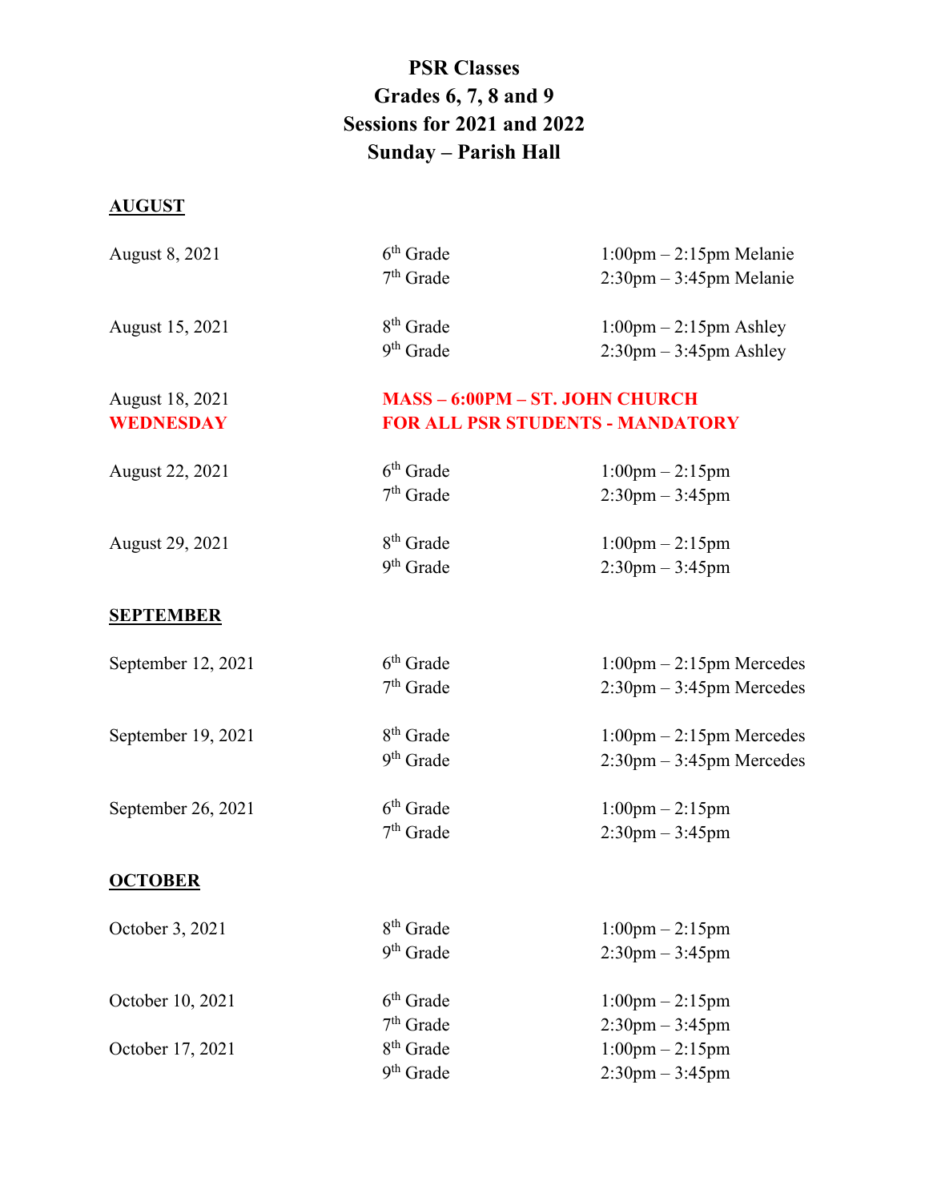# PSR Classes
# Grades 6, 7, 8 and 9
# Sessions for 2021 and 2022
# Sunday – Parish Hall

## AUGUST

| Date | Grade | Time |
|---|---|---|
| August 8, 2021 | 6th Grade | 1:00pm – 2:15pm Melanie |
| | 7th Grade | 2:30pm – 3:45pm Melanie |
| August 15, 2021 | 8th Grade | 1:00pm – 2:15pm Ashley |
| | 9th Grade | 2:30pm – 3:45pm Ashley |
| August 18, 2021 **WEDNESDAY** | **MASS – 6:00PM – ST. JOHN CHURCH** **FOR ALL PSR STUDENTS - MANDATORY** | |
| August 22, 2021 | 6th Grade | 1:00pm – 2:15pm |
| | 7th Grade | 2:30pm – 3:45pm |
| August 29, 2021 | 8th Grade | 1:00pm – 2:15pm |
| | 9th Grade | 2:30pm – 3:45pm |

## SEPTEMBER

| Date | Grade | Time |
|---|---|---|
| September 12, 2021 | 6th Grade | 1:00pm – 2:15pm Mercedes |
| | 7th Grade | 2:30pm – 3:45pm Mercedes |
| September 19, 2021 | 8th Grade | 1:00pm – 2:15pm Mercedes |
| | 9th Grade | 2:30pm – 3:45pm Mercedes |
| September 26, 2021 | 6th Grade | 1:00pm – 2:15pm |
| | 7th Grade | 2:30pm – 3:45pm |

## OCTOBER

| Date | Grade | Time |
|---|---|---|
| October 3, 2021 | 8th Grade | 1:00pm – 2:15pm |
| | 9th Grade | 2:30pm – 3:45pm |
| October 10, 2021 | 6th Grade | 1:00pm – 2:15pm |
| | 7th Grade | 2:30pm – 3:45pm |
| October 17, 2021 | 8th Grade | 1:00pm – 2:15pm |
| | 9th Grade | 2:30pm – 3:45pm |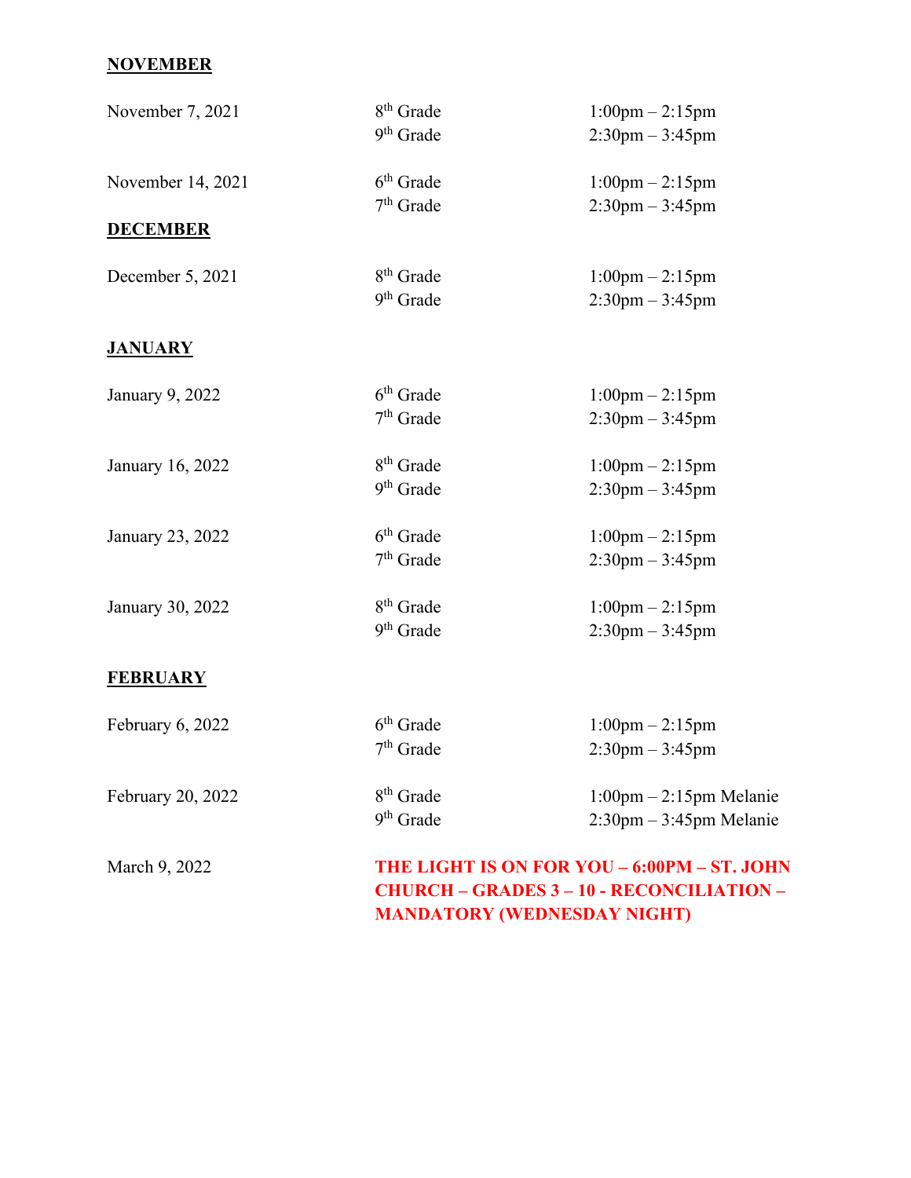**NOVEMBER**

| | | |
|---|---|---|
| November 7, 2021 | 8th Grade | 1:00pm – 2:15pm |
| | 9th Grade | 2:30pm – 3:45pm |
| November 14, 2021 | 6th Grade | 1:00pm – 2:15pm |
| | 7th Grade | 2:30pm – 3:45pm |

**DECEMBER**

| | | |
|---|---|---|
| December 5, 2021 | 8th Grade | 1:00pm – 2:15pm |
| | 9th Grade | 2:30pm – 3:45pm |

**JANUARY**

| | | |
|---|---|---|
| January 9, 2022 | 6th Grade | 1:00pm – 2:15pm |
| | 7th Grade | 2:30pm – 3:45pm |
| January 16, 2022 | 8th Grade | 1:00pm – 2:15pm |
| | 9th Grade | 2:30pm – 3:45pm |
| January 23, 2022 | 6th Grade | 1:00pm – 2:15pm |
| | 7th Grade | 2:30pm – 3:45pm |
| January 30, 2022 | 8th Grade | 1:00pm – 2:15pm |
| | 9th Grade | 2:30pm – 3:45pm |

**FEBRUARY**

| | | |
|---|---|---|
| February 6, 2022 | 6th Grade | 1:00pm – 2:15pm |
| | 7th Grade | 2:30pm – 3:45pm |
| February 20, 2022 | 8th Grade | 1:00pm – 2:15pm Melanie |
| | 9th Grade | 2:30pm – 3:45pm Melanie |

March 9, 2022 — **THE LIGHT IS ON FOR YOU – 6:00PM – ST. JOHN CHURCH – GRADES 3 – 10 - RECONCILIATION – MANDATORY (WEDNESDAY NIGHT)**